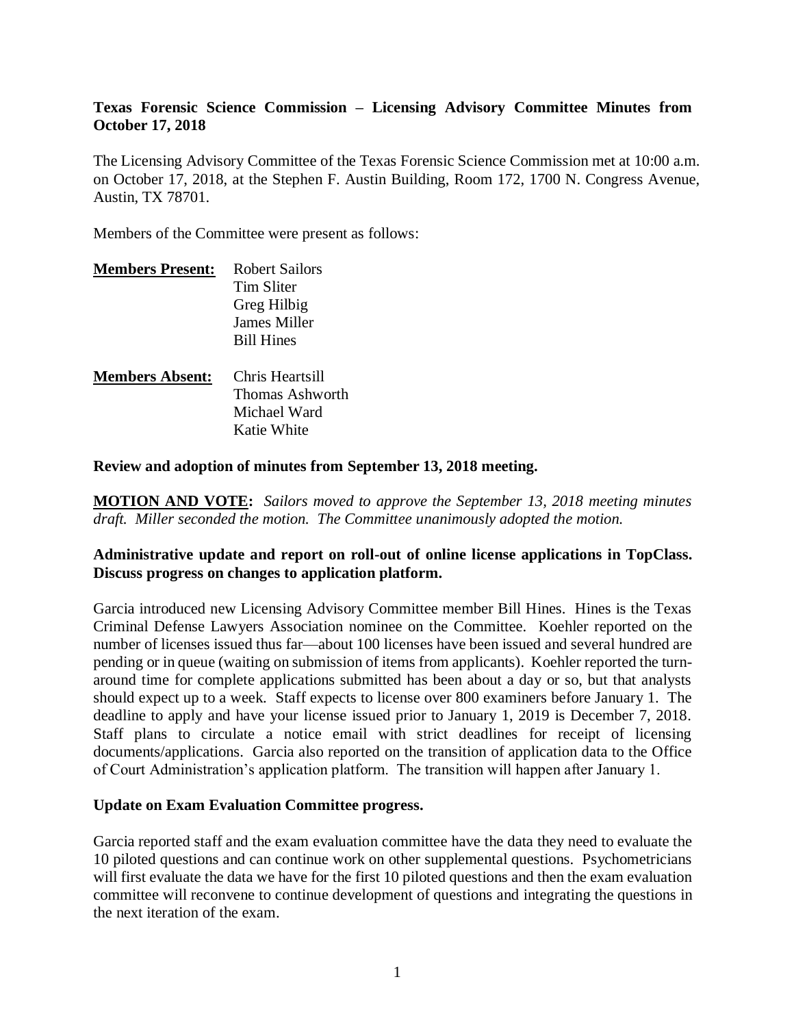**Texas Forensic Science Commission – Licensing Advisory Committee Minutes from October 17, 2018**

The Licensing Advisory Committee of the Texas Forensic Science Commission met at 10:00 a.m. on October 17, 2018, at the Stephen F. Austin Building, Room 172, 1700 N. Congress Avenue, Austin, TX 78701.

Members of the Committee were present as follows:

| **Members Present:** | Robert Sailors |
|---|---|
| | Tim Sliter |
| | Greg Hilbig |
| | James Miller |
| | Bill Hines |

| **Members Absent:** | Chris Heartsill |
|---|---|
| | Thomas Ashworth |
| | Michael Ward |
| | Katie White |

**Review and adoption of minutes from September 13, 2018 meeting.**

**MOTION AND VOTE:** *Sailors moved to approve the September 13, 2018 meeting minutes draft. Miller seconded the motion. The Committee unanimously adopted the motion.*

**Administrative update and report on roll-out of online license applications in TopClass. Discuss progress on changes to application platform.**

Garcia introduced new Licensing Advisory Committee member Bill Hines. Hines is the Texas Criminal Defense Lawyers Association nominee on the Committee. Koehler reported on the number of licenses issued thus far—about 100 licenses have been issued and several hundred are pending or in queue (waiting on submission of items from applicants). Koehler reported the turn-around time for complete applications submitted has been about a day or so, but that analysts should expect up to a week. Staff expects to license over 800 examiners before January 1. The deadline to apply and have your license issued prior to January 1, 2019 is December 7, 2018. Staff plans to circulate a notice email with strict deadlines for receipt of licensing documents/applications. Garcia also reported on the transition of application data to the Office of Court Administration's application platform. The transition will happen after January 1.

**Update on Exam Evaluation Committee progress.**

Garcia reported staff and the exam evaluation committee have the data they need to evaluate the 10 piloted questions and can continue work on other supplemental questions. Psychometricians will first evaluate the data we have for the first 10 piloted questions and then the exam evaluation committee will reconvene to continue development of questions and integrating the questions in the next iteration of the exam.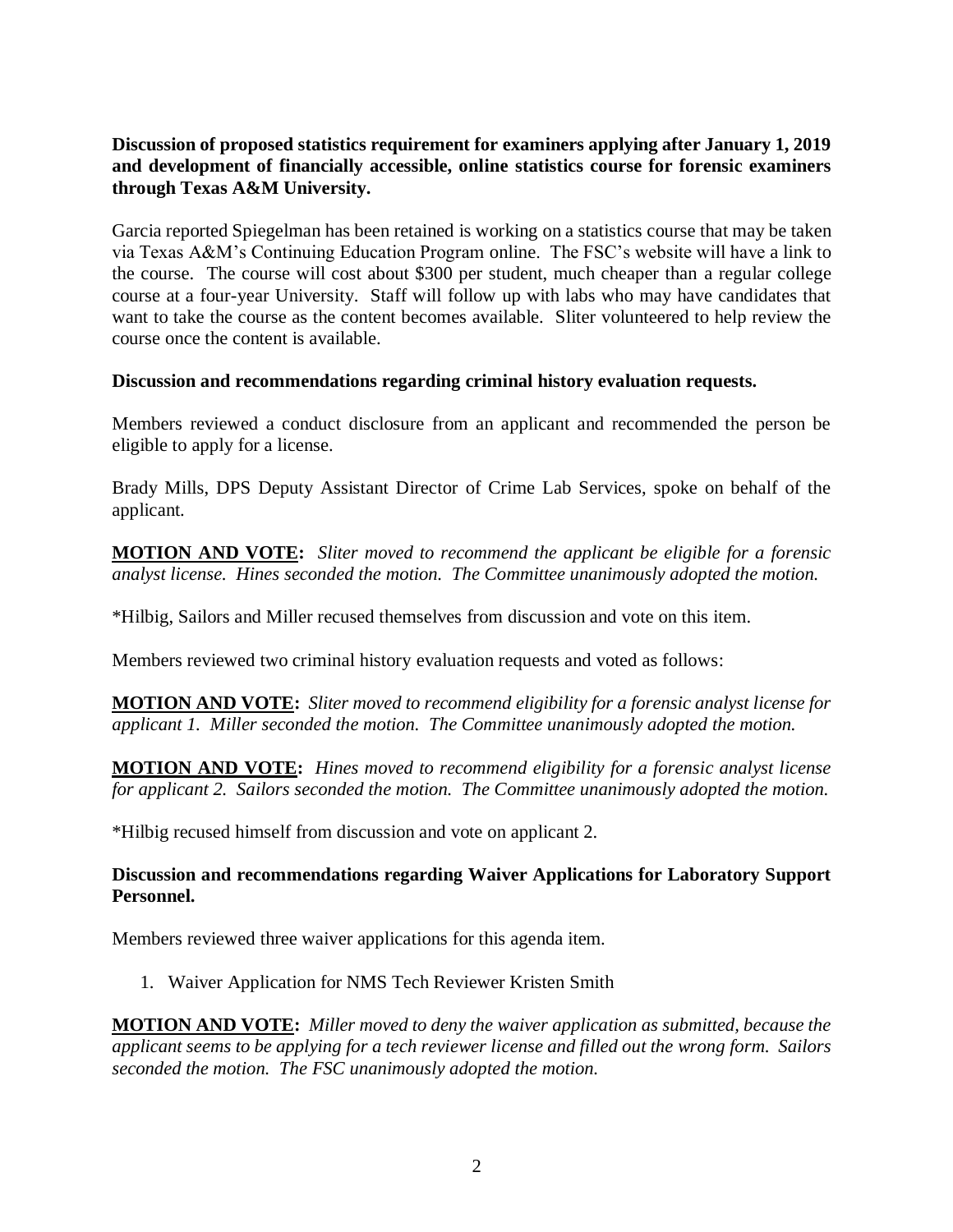**Discussion of proposed statistics requirement for examiners applying after January 1, 2019 and development of financially accessible, online statistics course for forensic examiners through Texas A&M University.**

Garcia reported Spiegelman has been retained is working on a statistics course that may be taken via Texas A&M's Continuing Education Program online. The FSC's website will have a link to the course. The course will cost about $300 per student, much cheaper than a regular college course at a four-year University. Staff will follow up with labs who may have candidates that want to take the course as the content becomes available. Sliter volunteered to help review the course once the content is available.

**Discussion and recommendations regarding criminal history evaluation requests.**

Members reviewed a conduct disclosure from an applicant and recommended the person be eligible to apply for a license.

Brady Mills, DPS Deputy Assistant Director of Crime Lab Services, spoke on behalf of the applicant.

**MOTION AND VOTE:** *Sliter moved to recommend the applicant be eligible for a forensic analyst license. Hines seconded the motion. The Committee unanimously adopted the motion.*

*Hilbig, Sailors and Miller recused themselves from discussion and vote on this item.

Members reviewed two criminal history evaluation requests and voted as follows:

**MOTION AND VOTE:** *Sliter moved to recommend eligibility for a forensic analyst license for applicant 1. Miller seconded the motion. The Committee unanimously adopted the motion.*

**MOTION AND VOTE:** *Hines moved to recommend eligibility for a forensic analyst license for applicant 2. Sailors seconded the motion. The Committee unanimously adopted the motion.*

*Hilbig recused himself from discussion and vote on applicant 2.

**Discussion and recommendations regarding Waiver Applications for Laboratory Support Personnel.**

Members reviewed three waiver applications for this agenda item.

1. Waiver Application for NMS Tech Reviewer Kristen Smith

**MOTION AND VOTE:** *Miller moved to deny the waiver application as submitted, because the applicant seems to be applying for a tech reviewer license and filled out the wrong form. Sailors seconded the motion. The FSC unanimously adopted the motion.*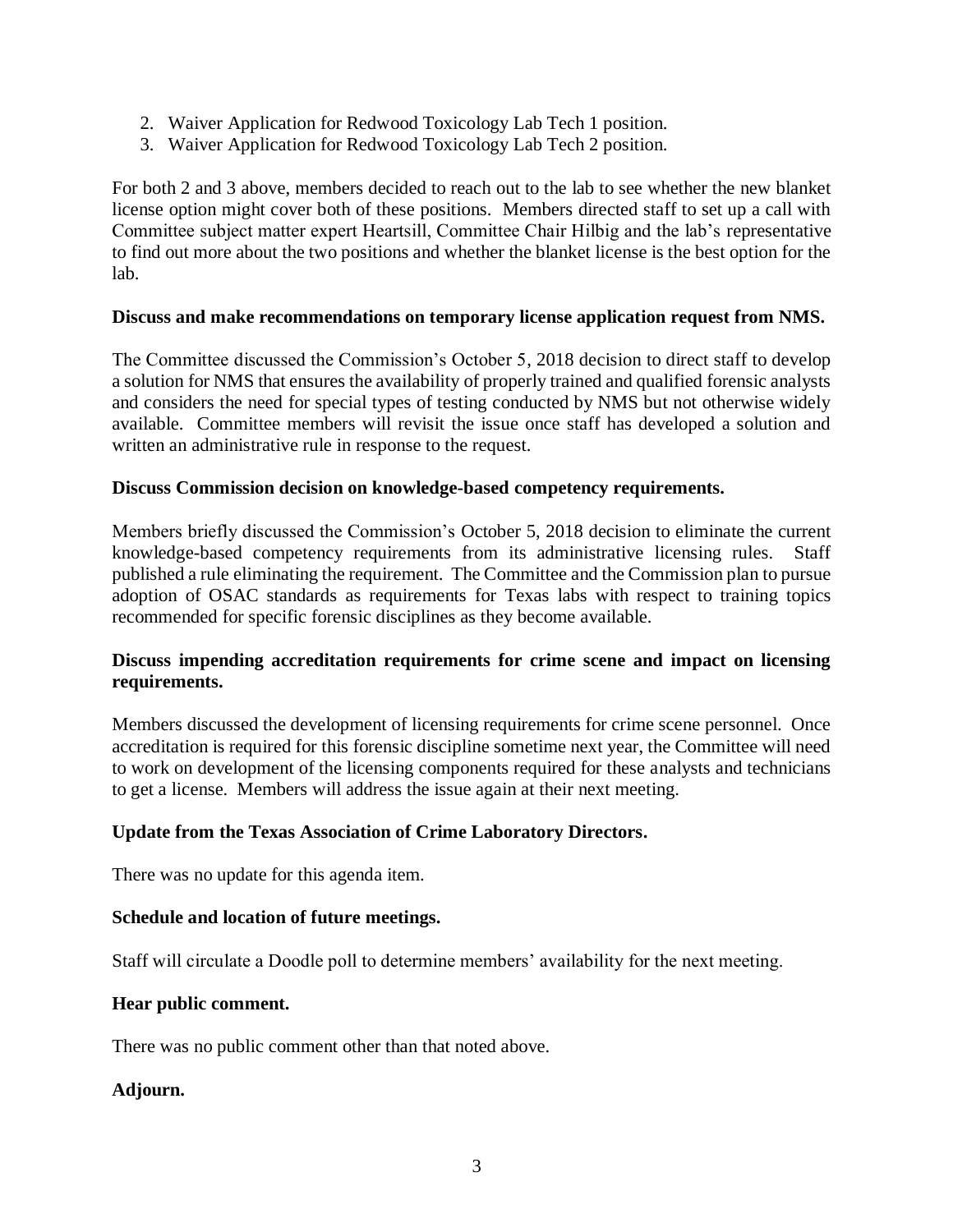2. Waiver Application for Redwood Toxicology Lab Tech 1 position.
3. Waiver Application for Redwood Toxicology Lab Tech 2 position.

For both 2 and 3 above, members decided to reach out to the lab to see whether the new blanket license option might cover both of these positions. Members directed staff to set up a call with Committee subject matter expert Heartsill, Committee Chair Hilbig and the lab's representative to find out more about the two positions and whether the blanket license is the best option for the lab.

**Discuss and make recommendations on temporary license application request from NMS.**

The Committee discussed the Commission's October 5, 2018 decision to direct staff to develop a solution for NMS that ensures the availability of properly trained and qualified forensic analysts and considers the need for special types of testing conducted by NMS but not otherwise widely available. Committee members will revisit the issue once staff has developed a solution and written an administrative rule in response to the request.

**Discuss Commission decision on knowledge-based competency requirements.**

Members briefly discussed the Commission's October 5, 2018 decision to eliminate the current knowledge-based competency requirements from its administrative licensing rules. Staff published a rule eliminating the requirement. The Committee and the Commission plan to pursue adoption of OSAC standards as requirements for Texas labs with respect to training topics recommended for specific forensic disciplines as they become available.

**Discuss impending accreditation requirements for crime scene and impact on licensing requirements.**

Members discussed the development of licensing requirements for crime scene personnel. Once accreditation is required for this forensic discipline sometime next year, the Committee will need to work on development of the licensing components required for these analysts and technicians to get a license. Members will address the issue again at their next meeting.

**Update from the Texas Association of Crime Laboratory Directors.**

There was no update for this agenda item.

**Schedule and location of future meetings.**

Staff will circulate a Doodle poll to determine members' availability for the next meeting.

**Hear public comment.**

There was no public comment other than that noted above.

**Adjourn.**